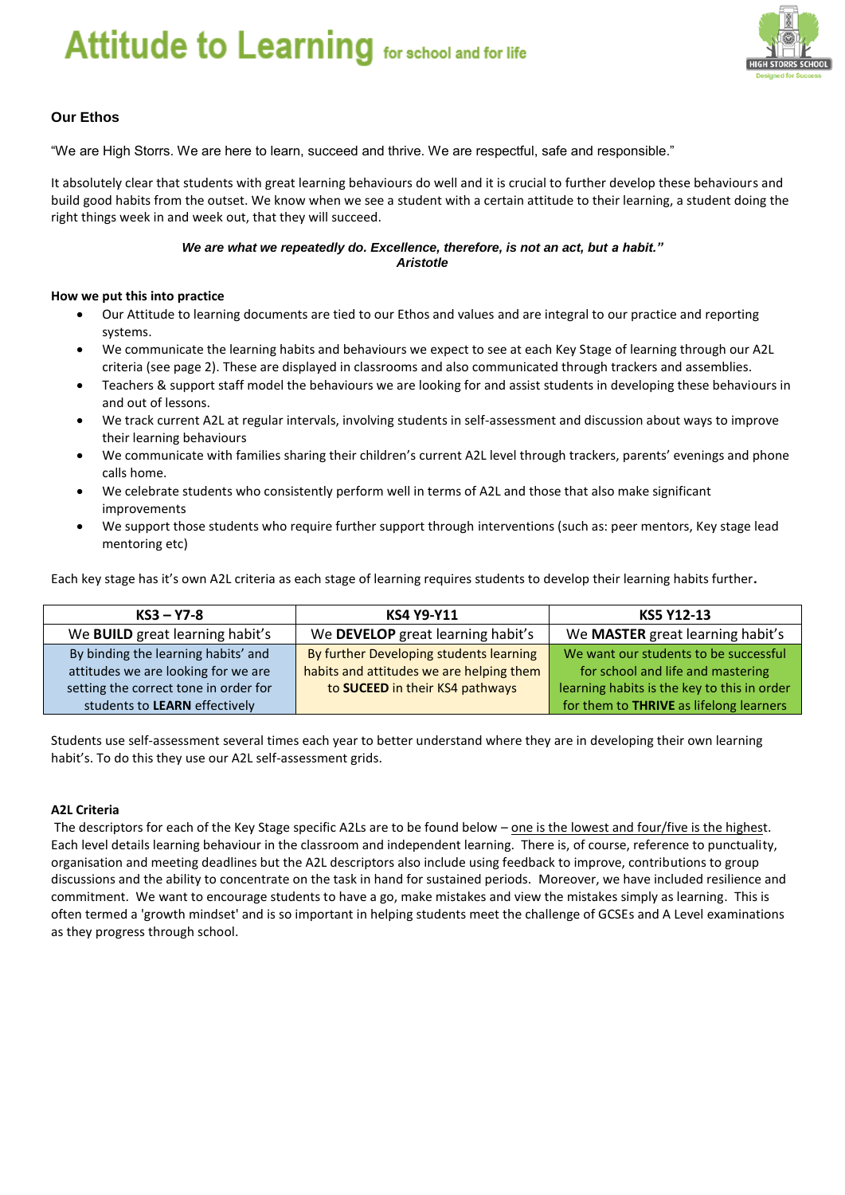# Attitude to Learning for school and for life

## Our Ethos

"We are High Storrs. We are here to learn, succeed and thrive. We are respectful, safe and responsible."

It absolutely clear that students with great learning behaviours do well and it is crucial to further develop these behaviours and build good habits from the outset. We know when we see a student with a certain attitude to their learning, a student doing the right things week in and week out, that they will succeed.

***We are what we repeatedly do. Excellence, therefore, is not an act, but a habit."***
***Aristotle***

**How we put this into practice**

- Our Attitude to learning documents are tied to our Ethos and values and are integral to our practice and reporting systems.
- We communicate the learning habits and behaviours we expect to see at each Key Stage of learning through our A2L criteria (see page 2). These are displayed in classrooms and also communicated through trackers and assemblies.
- Teachers & support staff model the behaviours we are looking for and assist students in developing these behaviours in and out of lessons.
- We track current A2L at regular intervals, involving students in self-assessment and discussion about ways to improve their learning behaviours
- We communicate with families sharing their children's current A2L level through trackers, parents' evenings and phone calls home.
- We celebrate students who consistently perform well in terms of A2L and those that also make significant improvements
- We support those students who require further support through interventions (such as: peer mentors, Key stage lead mentoring etc)

Each key stage has it's own A2L criteria as each stage of learning requires students to develop their learning habits further**.**

| KS3 – Y7-8 | KS4 Y9-Y11 | KS5 Y12-13 |
|---|---|---|
| We **BUILD** great learning habit's | We **DEVELOP** great learning habit's | We **MASTER** great learning habit's |
| By binding the learning habits' and attitudes we are looking for we are setting the correct tone in order for students to **LEARN** effectively | By further Developing students learning habits and attitudes we are helping them to **SUCEED** in their KS4 pathways | We want our students to be successful for school and life and mastering learning habits is the key to this in order for them to **THRIVE** as lifelong learners |

Students use self-assessment several times each year to better understand where they are in developing their own learning habit's. To do this they use our A2L self-assessment grids.

**A2L Criteria**

The descriptors for each of the Key Stage specific A2Ls are to be found below – one is the lowest and four/five is the highest. Each level details learning behaviour in the classroom and independent learning. There is, of course, reference to punctuality, organisation and meeting deadlines but the A2L descriptors also include using feedback to improve, contributions to group discussions and the ability to concentrate on the task in hand for sustained periods. Moreover, we have included resilience and commitment. We want to encourage students to have a go, make mistakes and view the mistakes simply as learning. This is often termed a 'growth mindset' and is so important in helping students meet the challenge of GCSEs and A Level examinations as they progress through school.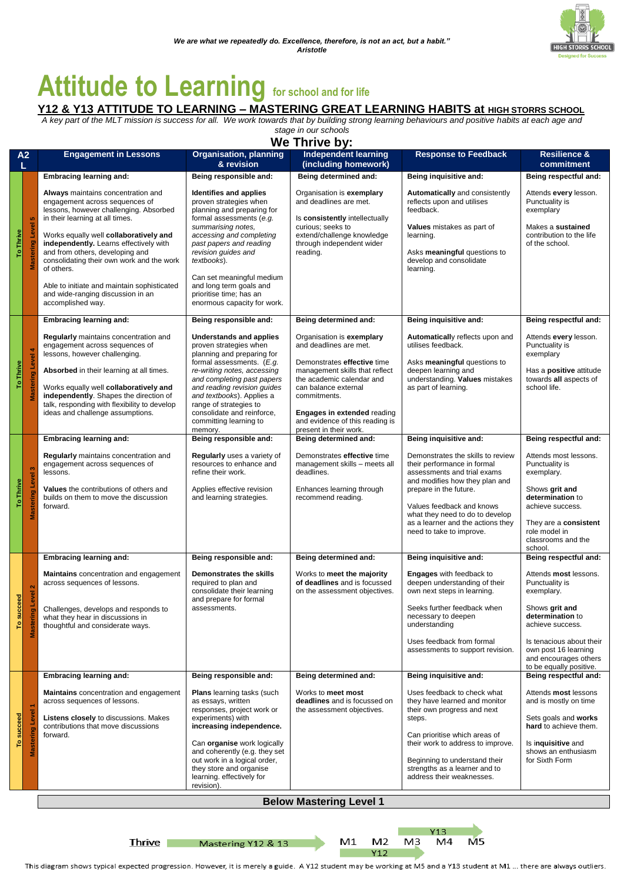*We are what we repeatedly do. Excellence, therefore, is not an act, but a habit."*
*Aristotle*

# Attitude to Learning for school and for life

## Y12 & Y13 ATTITUDE TO LEARNING – MASTERING GREAT LEARNING HABITS at HIGH STORRS SCHOOL

*A key part of the MLT mission is success for all. We work towards that by building strong learning behaviours and positive habits at each age and stage in our schools*

## We Thrive by:

| A2L | | Engagement in Lessons | Organisation, planning & revision | Independent learning (including homework) | Response to Feedback | Resilience & commitment |
|---|---|---|---|---|---|---|
| To Thrive | Mastering Level 5 | **Embracing learning and:** **Always** maintains concentration and engagement across sequences of lessons, however challenging. Absorbed in their learning at all times. Works equally well **collaboratively and independently.** Learns effectively with and from others, developing and consolidating their own work and the work of others. Able to initiate and maintain sophisticated and wide-ranging discussion in an accomplished way. | **Being responsible and:** **Identifies and applies** proven strategies when planning and preparing for formal assessments (*e.g. summarising notes, accessing and completing past papers and reading revision guides and textbooks*). Can set meaningful medium and long term goals and prioritise time; has an enormous capacity for work. | **Being determined and:** Organisation is **exemplary** and deadlines are met. Is **consistently** intellectually curious; seeks to extend/challenge knowledge through independent wider reading. | **Being inquisitive and:** **Automatically** and consistently reflects upon and utilises feedback. **Values** mistakes as part of learning. Asks **meaningful** questions to develop and consolidate learning. | **Being respectful and:** Attends **every** lesson. Punctuality is exemplary Makes a **sustained** contribution to the life of the school. |
| To Thrive | Mastering Level 4 | **Embracing learning and:** **Regularly** maintains concentration and engagement across sequences of lessons, however challenging. **Absorbed** in their learning at all times. Works equally well **collaboratively and independently**. Shapes the direction of talk, responding with flexibility to develop ideas and challenge assumptions. | **Being responsible and:** **Understands and applies** proven strategies when planning and preparing for formal assessments. (*E.g. re-writing notes, accessing and completing past papers and reading revision guides and textbooks*). Applies a range of strategies to consolidate and reinforce, committing learning to memory. | **Being determined and:** Organisation is **exemplary** and deadlines are met. Demonstrates **effective** time management skills that reflect the academic calendar and can balance external commitments. **Engages in extended** reading and evidence of this reading is present in their work. | **Being inquisitive and:** **Automatically** reflects upon and utilises feedback. Asks **meaningful** questions to deepen learning and understanding. **Values** mistakes as part of learning. | **Being respectful and:** Attends **every** lesson. Punctuality is exemplary Has a **positive** attitude towards **all** aspects of school life. |
| To Thrive | Mastering Level 3 | **Embracing learning and:** **Regularly** maintains concentration and engagement across sequences of lessons. **Values** the contributions of others and builds on them to move the discussion forward. | **Being responsible and:** **Regularly** uses a variety of resources to enhance and refine their work. Applies effective revision and learning strategies. | **Being determined and:** Demonstrates **effective** time management skills – meets all deadlines. Enhances learning through recommend reading. | **Being inquisitive and:** Demonstrates the skills to review their performance in formal assessments and trial exams and modifies how they plan and prepare in the future. Values feedback and knows what they need to do to develop as a learner and the actions they need to take to improve. | **Being respectful and:** Attends most lessons. Punctuality is exemplary. Shows **grit and determination** to achieve success. They are a **consistent** role model in classrooms and the school. |
| To succeed | Mastering Level 2 | **Embracing learning and:** **Maintains** concentration and engagement across sequences of lessons. Challenges, develops and responds to what they hear in discussions in thoughtful and considerate ways. | **Being responsible and:** **Demonstrates the skills** required to plan and consolidate their learning and prepare for formal assessments. | **Being determined and:** Works to **meet the majority of deadlines** and is focussed on the assessment objectives. | **Being inquisitive and:** **Engages** with feedback to deepen understanding of their own next steps in learning. Seeks further feedback when necessary to deepen understanding Uses feedback from formal assessments to support revision. | **Being respectful and:** Attends **most** lessons. Punctuality is exemplary. Shows **grit and determination** to achieve success. Is tenacious about their own post 16 learning and encourages others to be equally positive. |
| To succeed | Mastering Level 1 | **Embracing learning and:** **Maintains** concentration and engagement across sequences of lessons. **Listens closely** to discussions. Makes contributions that move discussions forward. | **Being responsible and:** **Plans** learning tasks (such as essays, written responses, project work or experiments) with **increasing independence.** Can **organise** work logically and coherently (e.g. they set out work in a logical order, they store and organise learning. effectively for revision). | **Being determined and:** Works to **meet most deadlines** and is focussed on the assessment objectives. | **Being inquisitive and:** Uses feedback to check what they have learned and monitor their own progress and next steps. Can prioritise which areas of their work to address to improve. Beginning to understand their strengths as a learner and to address their weaknesses. | **Being respectful and:** Attends **most** lessons and is mostly on time Sets goals and **works hard** to achieve them. Is **inquisitive** and shows an enthusiasm for Sixth Form |

**Below Mastering Level 1**

Thrive — Mastering Y12 & 13 → M1 M2 M3 M4 M5 (Y12: M1–M3; Y13: M3–M5)

This diagram shows typical expected progression. However, it is merely a guide. A Y12 student may be working at M5 and a Y13 student at M1 … there are always outliers.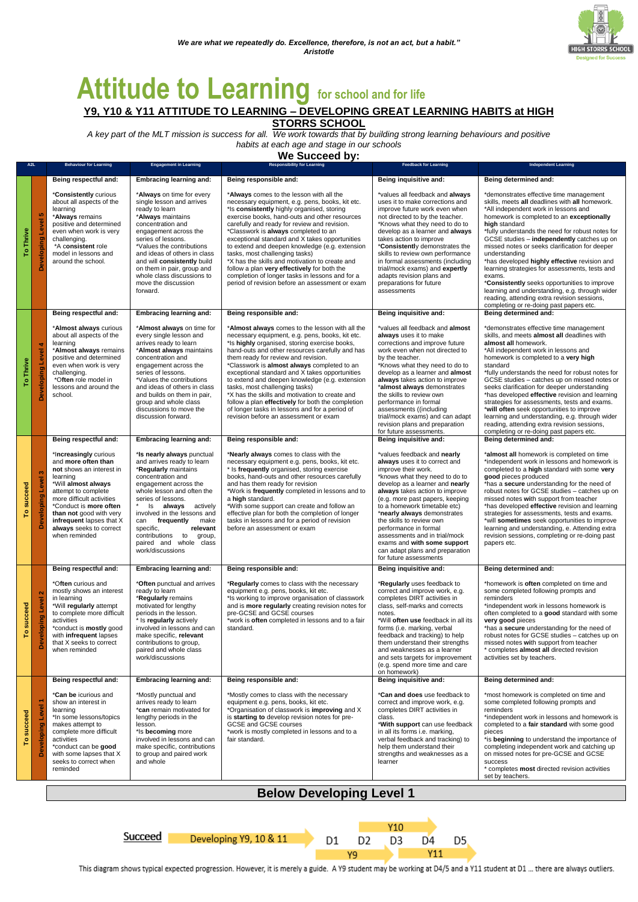*We are what we repeatedly do. Excellence, therefore, is not an act, but a habit."*
*Aristotle*

HIGH STORRS SCHOOL
Designed for Success

# Attitude to Learning for school and for life

## Y9, Y10 & Y11 ATTITUDE TO LEARNING – DEVELOPING GREAT LEARNING HABITS at HIGH STORRS SCHOOL

*A key part of the MLT mission is success for all. We work towards that by building strong learning behaviours and positive habits at each age and stage in our schools*

### We Succeed by:

| A2L | | Behaviour for Learning | Engagement in Learning | Responsibility for Learning | Feedback for Learning | Independent Learning |
|---|---|---|---|---|---|---|
| To Thrive | Developing Level 5 | **Being respectful and:**<br><br>*Consistently curious about all aspects of the learning<br>*Always remains positive and determined even when work is very challenging.<br>*A consistent role model in lessons and around the school. | **Embracing learning and:**<br><br>*Always on time for every single lesson and arrives ready to learn<br>*Always maintains concentration and engagement across the series of lessons.<br>*Values the contributions and ideas of others in class and will consistently build on them in pair, group and whole class discussions to move the discussion forward. | **Being responsible and:**<br><br>*Always comes to the lesson with all the necessary equipment, e.g. pens, books, kit etc.<br>*Is consistently highly organised, storing exercise books, hand-outs and other resources carefully and ready for review and revision.<br>*Classwork is always completed to an exceptional standard and X takes opportunities to extend and deepen knowledge (e.g. extension tasks, most challenging tasks)<br>*X has the skills and motivation to create and follow a plan very effectively for both the completion of longer tasks in lessons and for a period of revision before an assessment or exam | **Being inquisitive and:**<br><br>*values all feedback and always uses it to make corrections and improve future work even when not directed to by the teacher.<br>*Knows what they need to do to develop as a learner and always takes action to improve<br>*Consistently demonstrates the skills to review own performance in formal assessments (including trial/mock exams) and expertly adapts revision plans and preparations for future assessments | **Being determined and:**<br><br>*demonstrates effective time management skills, meets all deadlines with all homework.<br>*All independent work in lessons and homework is completed to an exceptionally high standard<br>*fully understands the need for robust notes for GCSE studies – independently catches up on missed notes or seeks clarification for deeper understanding<br>*has developed highly effective revision and learning strategies for assessments, tests and exams.<br>*Consistently seeks opportunities to improve learning and understanding, e.g. through wider reading, attending extra revision sessions, completing or re-doing past papers etc. |
| To Thrive | Developing Level 4 | **Being respectful and:**<br><br>*Almost always curious about all aspects of the learning<br>*Almost always remains positive and determined even when work is very challenging.<br>*Often role model in lessons and around the school. | **Embracing learning and:**<br><br>*Almost always on time for every single lesson and arrives ready to learn<br>*Almost always maintains concentration and engagement across the series of lessons.<br>*Values the contributions and ideas of others in class and builds on them in pair, group and whole class discussions to move the discussion forward. | **Being responsible and:**<br><br>*Almost always comes to the lesson with all the necessary equipment, e.g. pens, books, kit etc.<br>*Is highly organised, storing exercise books, hand-outs and other resources carefully and has them ready for review and revision.<br>*Classwork is almost always completed to an exceptional standard and X takes opportunities to extend and deepen knowledge (e.g. extension tasks, most challenging tasks)<br>*X has the skills and motivation to create and follow a plan effectively for both the completion of longer tasks in lessons and for a period of revision before an assessment or exam | **Being inquisitive and:**<br><br>*values all feedback and almost always uses it to make corrections and improve future work even when not directed to by the teacher.<br>*Knows what they need to do to develop as a learner and almost always takes action to improve<br>*almost always demonstrates the skills to review own performance in formal assessments ((including trial/mock exams) and can adapt revision plans and preparation for future assessments. | **Being determined and:**<br><br>*demonstrates effective time management skills, and meets almost all deadlines with almost all homework.<br>*All independent work in lessons and homework is completed to a very high standard<br>*fully understands the need for robust notes for GCSE studies – catches up on missed notes or seeks clarification for deeper understanding<br>*has developed effective revision and learning strategies for assessments, tests and exams.<br>*will often seek opportunities to improve learning and understanding, e.g. through wider reading, attending extra revision sessions, completing or re-doing past papers etc. |
| To succeed | Developing Level 3 | **Being respectful and:**<br><br>*Increasingly curious and more often than not shows an interest in learning<br>*Will almost always attempt to complete more difficult activities<br>*Conduct is more often than not good with very infrequent lapses that X always seeks to correct when reminded | **Embracing learning and:**<br><br>*Is nearly always punctual and arrives ready to learn<br>*Regularly maintains concentration and engagement across the whole lesson and often the series of lessons.<br>* Is always actively involved in the lessons and can frequently make specific, relevant contributions to group, paired and whole class work/discussions | **Being responsible and:**<br><br>*Nearly always comes to class with the necessary equipment e.g. pens, books, kit etc.<br>* Is frequently organised, storing exercise books, hand-outs and other resources carefully and has them ready for revision<br>*Work is frequently completed in lessons and to a high standard.<br>*With some support can create and follow an effective plan for both the completion of longer tasks in lessons and for a period of revision before an assessment or exam | **Being inquisitive and:**<br><br>*values feedback and nearly always uses it to correct and improve their work.<br>*knows what they need to do to develop as a learner and nearly always takes action to improve (e.g. more past papers, keeping to a homework timetable etc)<br>*nearly always demonstrates the skills to review own performance in formal assessments and in trial/mock exams and with some support can adapt plans and preparation for future assessments | **Being determined and:**<br><br>*almost all homework is completed on time<br>*independent work in lessons and homework is completed to a high standard with some very good pieces produced<br>*has a secure understanding for the need of robust notes for GCSE studies – catches up on missed notes with support from teacher<br>*has developed effective revision and learning strategies for assessments, tests and exams.<br>*will sometimes seek opportunities to improve learning and understanding, e. Attending extra revision sessions, completing or re-doing past papers etc. |
| To succeed | Developing Level 2 | **Being respectful and:**<br><br>*Often curious and mostly shows an interest in learning<br>*Will regularly attempt to complete more difficult activities<br>*conduct is mostly good with infrequent lapses that X seeks to correct when reminded | **Embracing learning and:**<br><br>*Often punctual and arrives ready to learn<br>*Regularly remains motivated for lengthy periods in the lesson.<br>* Is regularly actively involved in lessons and can make specific, relevant contributions to group, paired and whole class work/discussions | **Being responsible and:**<br><br>*Regularly comes to class with the necessary equipment e.g. pens, books, kit etc.<br>*Is working to improve organisation of classwork and is more regularly creating revision notes for pre-GCSE and GCSE courses<br>*work is often completed in lessons and to a fair standard. | **Being inquisitive and:**<br><br>*Regularly uses feedback to correct and improve work, e.g. completes DIRT activities in class, self-marks and corrects notes.<br>*Will often use feedback in all its forms (i.e. marking, verbal feedback and tracking) to help them understand their strengths and weaknesses as a learner and sets targets for improvement (e.g. spend more time and care on homework) | **Being determined and:**<br><br>*homework is often completed on time and some completed following prompts and reminders<br>*independent work in lessons homework is often completed to a good standard with some very good pieces<br>*has a secure understanding for the need of robust notes for GCSE studies – catches up on missed notes with support from teacher<br>* completes almost all directed revision activities set by teachers. |
| To succeed | Developing Level 1 | **Being respectful and:**<br><br>*Can be icurious and show an interest in learning<br>*In some lessons/topics makes attempt to complete more difficult activities<br>*conduct can be good with some lapses that X seeks to correct when reminded | **Embracing learning and:**<br><br>*Mostly punctual and arrives ready to learn<br>*can remain motivated for lengthy periods in the lesson.<br>*Is becoming more involved in lessons and can make specific, contributions to group and paired work and whole | **Being responsible and:**<br><br>*Mostly comes to class with the necessary equipment e.g. pens, books, kit etc.<br>*Organisation of classwork is improving and X is starting to develop revision notes for pre-GCSE and GCSE courses<br>*work is mostly completed in lessons and to a fair standard. | **Being inquisitive and:**<br><br>*Can and does use feedback to correct and improve work, e.g. completes DIRT activities in class.<br>*With support can use feedback in all its forms i.e. marking, verbal feedback and tracking) to help them understand their strengths and weaknesses as a learner | **Being determined and:**<br><br>*most homework is completed on time and some completed following prompts and reminders<br>*independent work in lessons and homework is completed to a fair standard with some good pieces<br>*is beginning to understand the importance of completing independent work and catching up on missed notes for pre-GCSE and GCSE success<br>* completes most directed revision activities set by teachers. |

## Below Developing Level 1

Succeed — Developing Y9, 10 & 11 — D1 D2 D3 D4 D5 (Y9: D1–D3; Y10: D3–D4; Y11: D4–D5)

This diagram shows typical expected progression. However, it is merely a guide. A Y9 student may be working at D4/5 and a Y11 student at D1 … there are always outliers.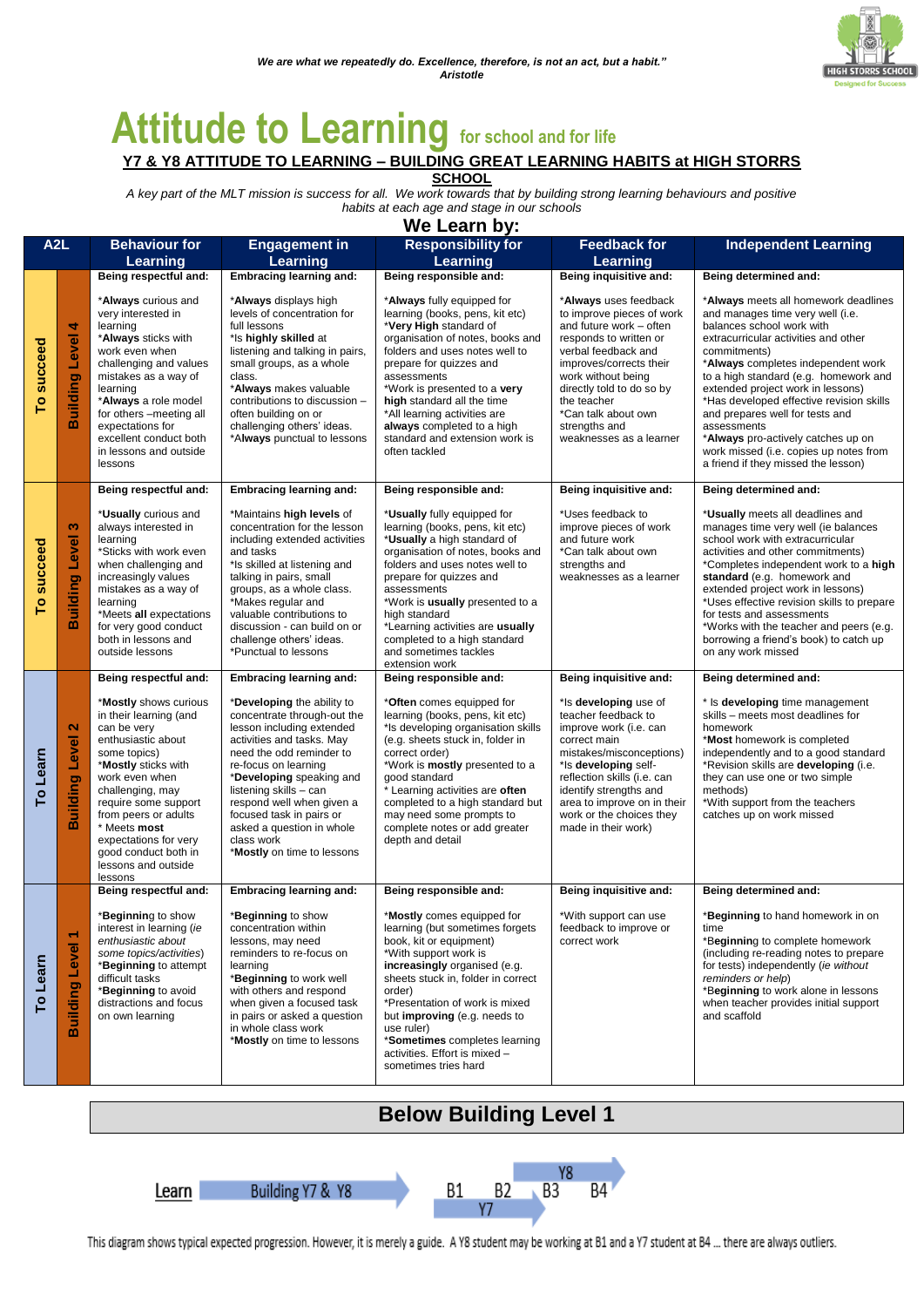*We are what we repeatedly do. Excellence, therefore, is not an act, but a habit."*
*Aristotle*

HIGH STORRS SCHOOL
Designed for Success

# Attitude to Learning for school and for life

## Y7 & Y8 ATTITUDE TO LEARNING – BUILDING GREAT LEARNING HABITS at HIGH STORRS SCHOOL

*A key part of the MLT mission is success for all. We work towards that by building strong learning behaviours and positive habits at each age and stage in our schools*

### We Learn by:

| A2L | | Behaviour for Learning | Engagement in Learning | Responsibility for Learning | Feedback for Learning | Independent Learning |
|---|---|---|---|---|---|---|
| To succeed | Building Level 4 | **Being respectful and:**<br><br>*__Always__ curious and very interested in learning<br>*__Always__ sticks with work even when challenging and values mistakes as a way of learning<br>*__Always__ a role model for others –meeting all expectations for excellent conduct both in lessons and outside lessons | **Embracing learning and:**<br><br>*__Always__ displays high levels of concentration for full lessons<br>*Is **highly skilled** at listening and talking in pairs, small groups, as a whole class.<br>*__Always__ makes valuable contributions to discussion – often building on or challenging others' ideas.<br>*__Always__ punctual to lessons | **Being responsible and:**<br><br>*__Always__ fully equipped for learning (books, pens, kit etc)<br>*__Very High__ standard of organisation of notes, books and folders and uses notes well to prepare for quizzes and assessments<br>*Work is presented to a **very high** standard all the time<br>*All learning activities are **always** completed to a high standard and extension work is often tackled | **Being inquisitive and:**<br><br>*__Always__ uses feedback to improve pieces of work and future work – often responds to written or verbal feedback and improves/corrects their work without being directly told to do so by the teacher<br>*Can talk about own strengths and weaknesses as a learner | **Being determined and:**<br><br>*__Always__ meets all homework deadlines and manages time very well (i.e. balances school work with extracurricular activities and other commitments)<br>*__Always__ completes independent work to a high standard (e.g. homework and extended project work in lessons)<br>*Has developed effective revision skills and prepares well for tests and assessments<br>*__Always__ pro-actively catches up on work missed (i.e. copies up notes from a friend if they missed the lesson) |
| To succeed | Building Level 3 | **Being respectful and:**<br><br>*__Usually__ curious and always interested in learning<br>*Sticks with work even when challenging and increasingly values mistakes as a way of learning<br>*Meets **all** expectations for very good conduct both in lessons and outside lessons | **Embracing learning and:**<br><br>*Maintains **high levels** of concentration for the lesson including extended activities and tasks<br>*Is skilled at listening and talking in pairs, small groups, as a whole class.<br>*Makes regular and valuable contributions to discussion - can build on or challenge others' ideas.<br>*Punctual to lessons | **Being responsible and:**<br><br>*__Usually__ fully equipped for learning (books, pens, kit etc)<br>*__Usually__ a high standard of organisation of notes, books and folders and uses notes well to prepare for quizzes and assessments<br>*Work is **usually** presented to a high standard<br>*Learning activities are **usually** completed to a high standard and sometimes tackles extension work | **Being inquisitive and:**<br><br>*Uses feedback to improve pieces of work and future work<br>*Can talk about own strengths and weaknesses as a learner | **Being determined and:**<br><br>*__Usually__ meets all deadlines and manages time very well (ie balances school work with extracurricular activities and other commitments)<br>*Completes independent work to a **high standard** (e.g. homework and extended project work in lessons)<br>*Uses effective revision skills to prepare for tests and assessments<br>*Works with the teacher and peers (e.g. borrowing a friend's book) to catch up on any work missed |
| To Learn | Building Level 2 | **Being respectful and:**<br><br>*__Mostly__ shows curious interest in their learning (and can be very enthusiastic about some topics)<br>*__Mostly__ sticks with work even when challenging, may require some support from peers or adults<br>* Meets **most** expectations for very good conduct both in lessons and outside lessons | **Embracing learning and:**<br><br>*__Developing__ the ability to concentrate through-out the lesson including extended activities and tasks. May need the odd reminder to re-focus on learning<br>*__Developing__ speaking and listening skills – can respond well when given a focused task in pairs or asked a question in whole class work<br>*__Mostly__ on time to lessons | **Being responsible and:**<br><br>*__Often__ comes equipped for learning (books, pens, kit etc)<br>*Is developing organisation skills (e.g. sheets stuck in, folder in correct order)<br>*Work is **mostly** presented to a good standard<br>* Learning activities are **often** completed to a high standard but may need some prompts to complete notes or add greater depth and detail | **Being inquisitive and:**<br><br>*Is **developing** use of teacher feedback to improve work (i.e. can correct main mistakes/misconceptions)<br>*Is **developing** self-reflection skills (i.e. can identify strengths and area to improve on in their work or the choices they made in their work) | **Being determined and:**<br><br>* Is **developing** time management skills – meets most deadlines for homework<br>*__Most__ homework is completed independently and to a good standard<br>*Revision skills are **developing** (i.e. they can use one or two simple methods)<br>*With support from the teachers catches up on work missed |
| To Learn | Building Level 1 | **Being respectful and:**<br><br>*__Beginning__ to show interest in learning (*ie enthusiastic about some topics/activities*)<br>*__Beginning__ to attempt difficult tasks<br>*__Beginning__ to avoid distractions and focus on own learning | **Embracing learning and:**<br><br>*__Beginning__ to show concentration within lessons, may need reminders to re-focus on learning<br>*__Beginning__ to work well with others and respond when given a focused task in pairs or asked a question in whole class work<br>*__Mostly__ on time to lessons | **Being responsible and:**<br><br>*__Mostly__ comes equipped for learning (but sometimes forgets book, kit or equipment)<br>*With support work is **increasingly** organised (e.g. sheets stuck in, folder in correct order)<br>*Presentation of work is mixed but **improving** (e.g. needs to use ruler)<br>*__Sometimes__ completes learning activities. Effort is mixed – sometimes tries hard | **Being inquisitive and:**<br><br>*With support can use feedback to improve or correct work | **Being determined and:**<br><br>*__Beginning__ to hand homework in on time<br>*B**eginning** to complete homework (including re-reading notes to prepare for tests) independently (*ie without reminders or help*)<br>*Beginning to work alone in lessons when teacher provides initial support and scaffold |

## Below Building Level 1

Learn → Building Y7 & Y8 → B1 B2 B3 B4 (Y7: B1–B3; Y8: B3–B4)

This diagram shows typical expected progression. However, it is merely a guide. A Y8 student may be working at B1 and a Y7 student at B4 … there are always outliers.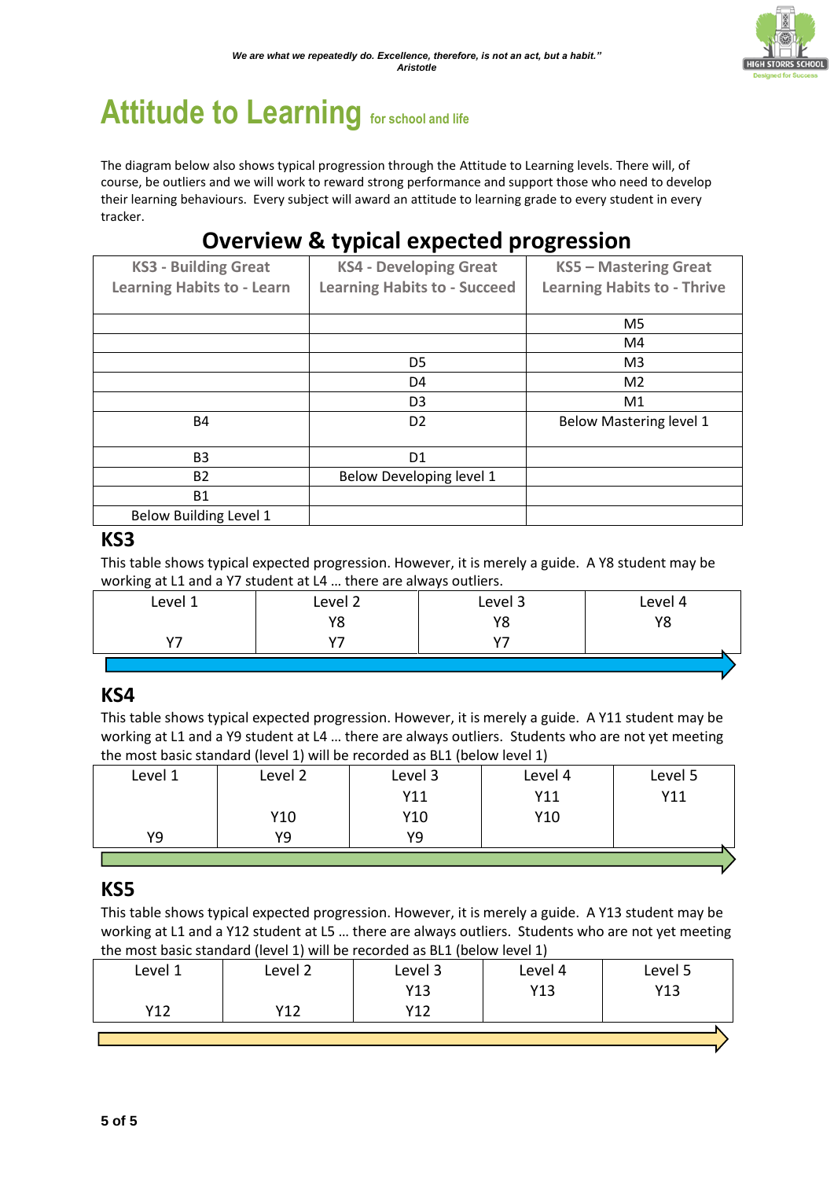*We are what we repeatedly do. Excellence, therefore, is not an act, but a habit."*
*Aristotle*

# Attitude to Learning for school and life

The diagram below also shows typical progression through the Attitude to Learning levels. There will, of course, be outliers and we will work to reward strong performance and support those who need to develop their learning behaviours. Every subject will award an attitude to learning grade to every student in every tracker.

## Overview & typical expected progression

| KS3 - Building Great Learning Habits to - Learn | KS4 - Developing Great Learning Habits to - Succeed | KS5 – Mastering Great Learning Habits to - Thrive |
|---|---|---|
| | | M5 |
| | | M4 |
| | D5 | M3 |
| | D4 | M2 |
| | D3 | M1 |
| B4 | D2 | Below Mastering level 1 |
| B3 | D1 | |
| B2 | Below Developing level 1 | |
| B1 | | |
| Below Building Level 1 | | |

## KS3

This table shows typical expected progression. However, it is merely a guide. A Y8 student may be working at L1 and a Y7 student at L4 … there are always outliers.

| Level 1 | Level 2 | Level 3 | Level 4 |
|---|---|---|---|
| | Y8 | Y8 | Y8 |
| Y7 | Y7 | Y7 | |

## KS4

This table shows typical expected progression. However, it is merely a guide. A Y11 student may be working at L1 and a Y9 student at L4 … there are always outliers. Students who are not yet meeting the most basic standard (level 1) will be recorded as BL1 (below level 1)

| Level 1 | Level 2 | Level 3 | Level 4 | Level 5 |
|---|---|---|---|---|
| | | Y11 | Y11 | Y11 |
| | Y10 | Y10 | Y10 | |
| Y9 | Y9 | Y9 | | |

## KS5

This table shows typical expected progression. However, it is merely a guide. A Y13 student may be working at L1 and a Y12 student at L5 … there are always outliers. Students who are not yet meeting the most basic standard (level 1) will be recorded as BL1 (below level 1)

| Level 1 | Level 2 | Level 3 | Level 4 | Level 5 |
|---|---|---|---|---|
| | | Y13 | Y13 | Y13 |
| Y12 | Y12 | Y12 | | |